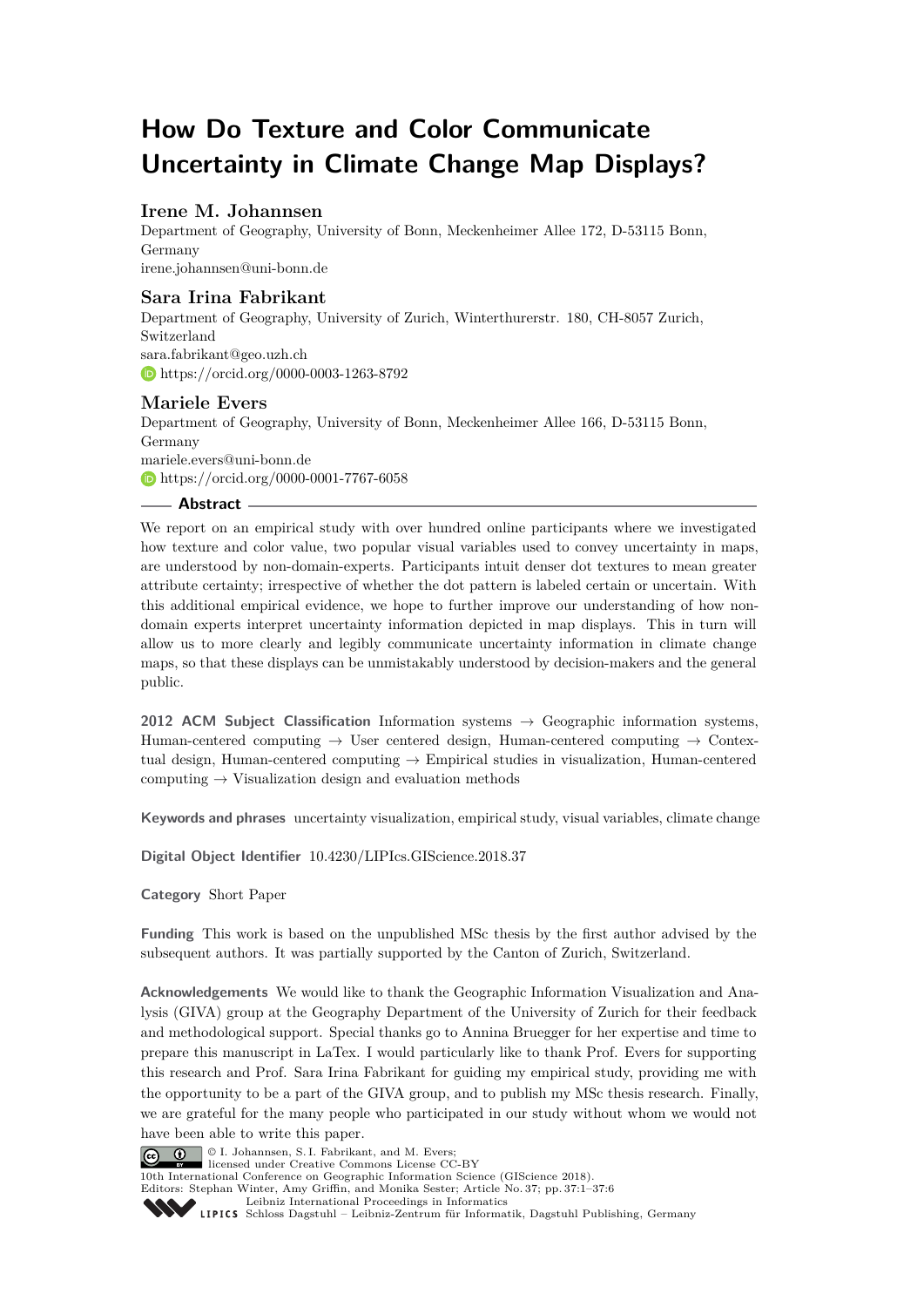# How Do Texture and Color Communicate Uncertainty in Climate Change Map Displays?

**Irene M. Johannsen**

Department of Geography, University of Bonn, Meckenheimer Allee 172, D-53115 Bonn, Germany

irene.johannsen@uni-bonn.de

**Sara Irina Fabrikant**

Department of Geography, University of Zurich, Winterthurerstr. 180, CH-8057 Zurich, Switzerland

sara.fabrikant@geo.uzh.ch

https://orcid.org/0000-0003-1263-8792

**Mariele Evers**

Department of Geography, University of Bonn, Meckenheimer Allee 166, D-53115 Bonn, Germany

mariele.evers@uni-bonn.de

https://orcid.org/0000-0001-7767-6058

## Abstract

We report on an empirical study with over hundred online participants where we investigated how texture and color value, two popular visual variables used to convey uncertainty in maps, are understood by non-domain-experts. Participants intuit denser dot textures to mean greater attribute certainty; irrespective of whether the dot pattern is labeled certain or uncertain. With this additional empirical evidence, we hope to further improve our understanding of how non-domain experts interpret uncertainty information depicted in map displays. This in turn will allow us to more clearly and legibly communicate uncertainty information in climate change maps, so that these displays can be unmistakably understood by decision-makers and the general public.

**2012 ACM Subject Classification** Information systems → Geographic information systems, Human-centered computing → User centered design, Human-centered computing → Contextual design, Human-centered computing → Empirical studies in visualization, Human-centered computing → Visualization design and evaluation methods

**Keywords and phrases** uncertainty visualization, empirical study, visual variables, climate change

**Digital Object Identifier** 10.4230/LIPIcs.GIScience.2018.37

**Category** Short Paper

**Funding** This work is based on the unpublished MSc thesis by the first author advised by the subsequent authors. It was partially supported by the Canton of Zurich, Switzerland.

**Acknowledgements** We would like to thank the Geographic Information Visualization and Analysis (GIVA) group at the Geography Department of the University of Zurich for their feedback and methodological support. Special thanks go to Annina Bruegger for her expertise and time to prepare this manuscript in LaTex. I would particularly like to thank Prof. Evers for supporting this research and Prof. Sara Irina Fabrikant for guiding my empirical study, providing me with the opportunity to be a part of the GIVA group, and to publish my MSc thesis research. Finally, we are grateful for the many people who participated in our study without whom we would not have been able to write this paper.

© I. Johannsen, S. I. Fabrikant, and M. Evers; licensed under Creative Commons License CC-BY
10th International Conference on Geographic Information Science (GIScience 2018).
Editors: Stephan Winter, Amy Griffin, and Monika Sester; Article No. 37; pp. 37:1–37:6
Leibniz International Proceedings in Informatics
Schloss Dagstuhl – Leibniz-Zentrum für Informatik, Dagstuhl Publishing, Germany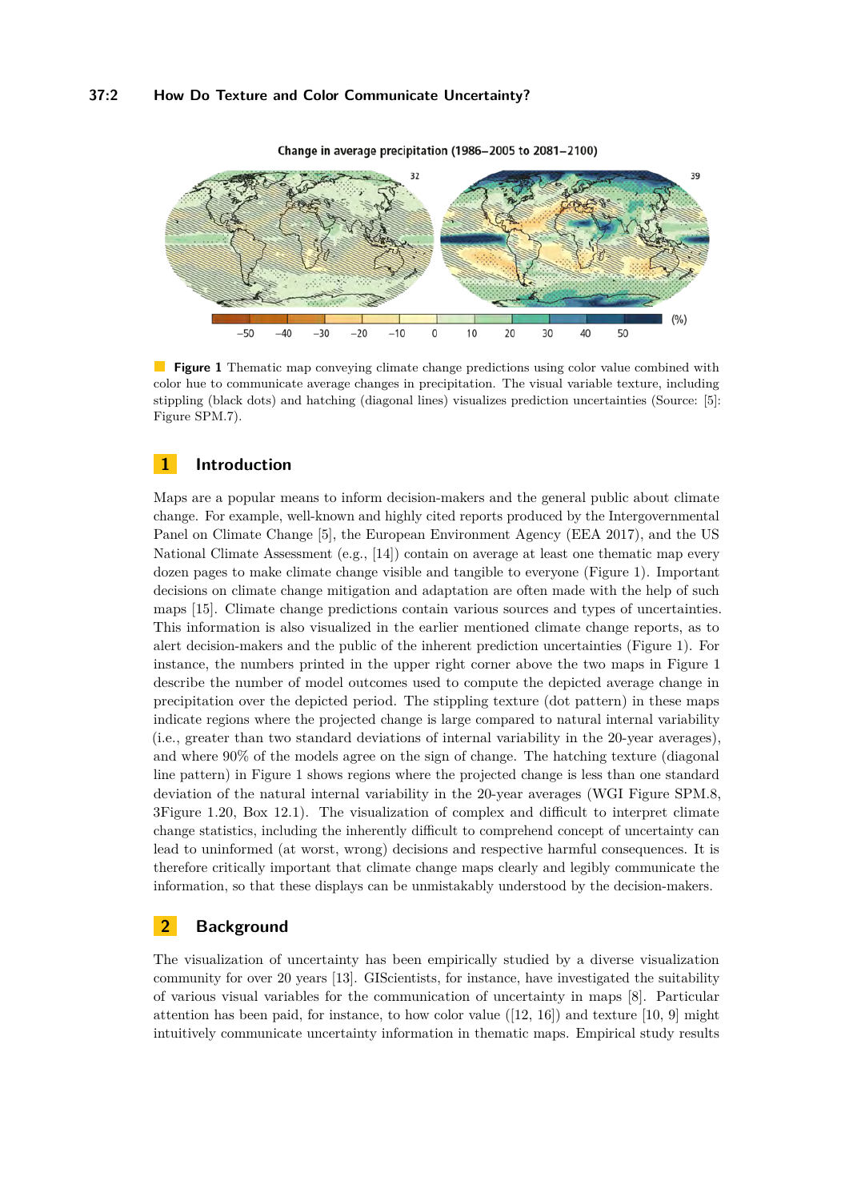**Figure 1** Thematic map conveying climate change predictions using color value combined with color hue to communicate average changes in precipitation. The visual variable texture, including stippling (black dots) and hatching (diagonal lines) visualizes prediction uncertainties (Source: [5]: Figure SPM.7).

## 1 Introduction

Maps are a popular means to inform decision-makers and the general public about climate change. For example, well-known and highly cited reports produced by the Intergovernmental Panel on Climate Change [5], the European Environment Agency (EEA 2017), and the US National Climate Assessment (e.g., [14]) contain on average at least one thematic map every dozen pages to make climate change visible and tangible to everyone (Figure 1). Important decisions on climate change mitigation and adaptation are often made with the help of such maps [15]. Climate change predictions contain various sources and types of uncertainties. This information is also visualized in the earlier mentioned climate change reports, as to alert decision-makers and the public of the inherent prediction uncertainties (Figure 1). For instance, the numbers printed in the upper right corner above the two maps in Figure 1 describe the number of model outcomes used to compute the depicted average change in precipitation over the depicted period. The stippling texture (dot pattern) in these maps indicate regions where the projected change is large compared to natural internal variability (i.e., greater than two standard deviations of internal variability in the 20-year averages), and where 90% of the models agree on the sign of change. The hatching texture (diagonal line pattern) in Figure 1 shows regions where the projected change is less than one standard deviation of the natural internal variability in the 20-year averages (WGI Figure SPM.8, 3Figure 1.20, Box 12.1). The visualization of complex and difficult to interpret climate change statistics, including the inherently difficult to comprehend concept of uncertainty can lead to uninformed (at worst, wrong) decisions and respective harmful consequences. It is therefore critically important that climate change maps clearly and legibly communicate the information, so that these displays can be unmistakably understood by the decision-makers.

## 2 Background

The visualization of uncertainty has been empirically studied by a diverse visualization community for over 20 years [13]. GIScientists, for instance, have investigated the suitability of various visual variables for the communication of uncertainty in maps [8]. Particular attention has been paid, for instance, to how color value ([12, 16]) and texture [10, 9] might intuitively communicate uncertainty information in thematic maps. Empirical study results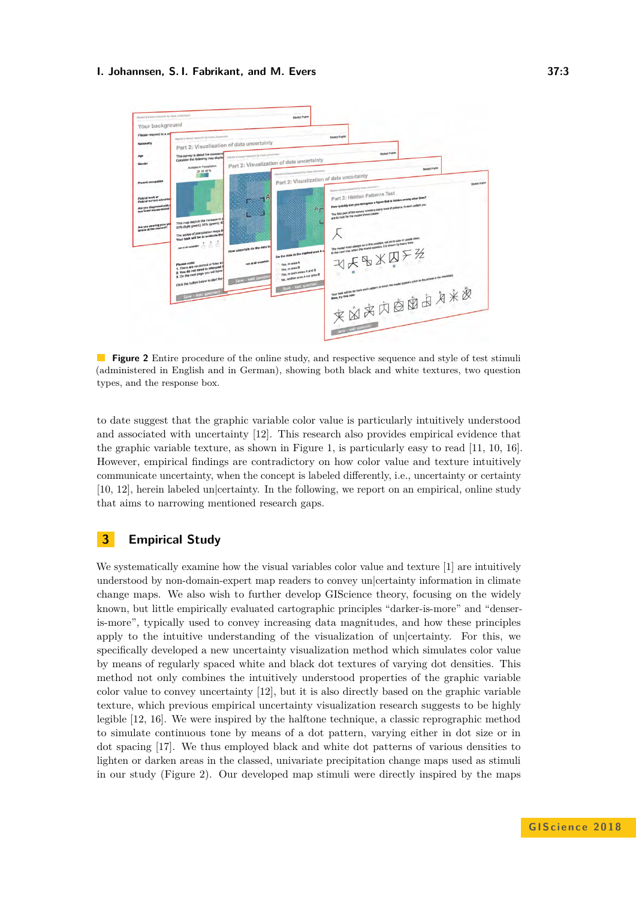**Figure 2** Entire procedure of the online study, and respective sequence and style of test stimuli (administered in English and in German), showing both black and white textures, two question types, and the response box.

to date suggest that the graphic variable color value is particularly intuitively understood and associated with uncertainty [12]. This research also provides empirical evidence that the graphic variable texture, as shown in Figure 1, is particularly easy to read [11, 10, 16]. However, empirical findings are contradictory on how color value and texture intuitively communicate uncertainty, when the concept is labeled differently, i.e., uncertainty or certainty [10, 12], herein labeled un|certainty. In the following, we report on an empirical, online study that aims to narrowing mentioned research gaps.

## 3 Empirical Study

We systematically examine how the visual variables color value and texture [1] are intuitively understood by non-domain-expert map readers to convey un|certainty information in climate change maps. We also wish to further develop GIScience theory, focusing on the widely known, but little empirically evaluated cartographic principles "darker-is-more" and "denser-is-more", typically used to convey increasing data magnitudes, and how these principles apply to the intuitive understanding of the visualization of un|certainty. For this, we specifically developed a new uncertainty visualization method which simulates color value by means of regularly spaced white and black dot textures of varying dot densities. This method not only combines the intuitively understood properties of the graphic variable color value to convey uncertainty [12], but it is also directly based on the graphic variable texture, which previous empirical uncertainty visualization research suggests to be highly legible [12, 16]. We were inspired by the halftone technique, a classic reprographic method to simulate continuous tone by means of a dot pattern, varying either in dot size or in dot spacing [17]. We thus employed black and white dot patterns of various densities to lighten or darken areas in the classed, univariate precipitation change maps used as stimuli in our study (Figure 2). Our developed map stimuli were directly inspired by the maps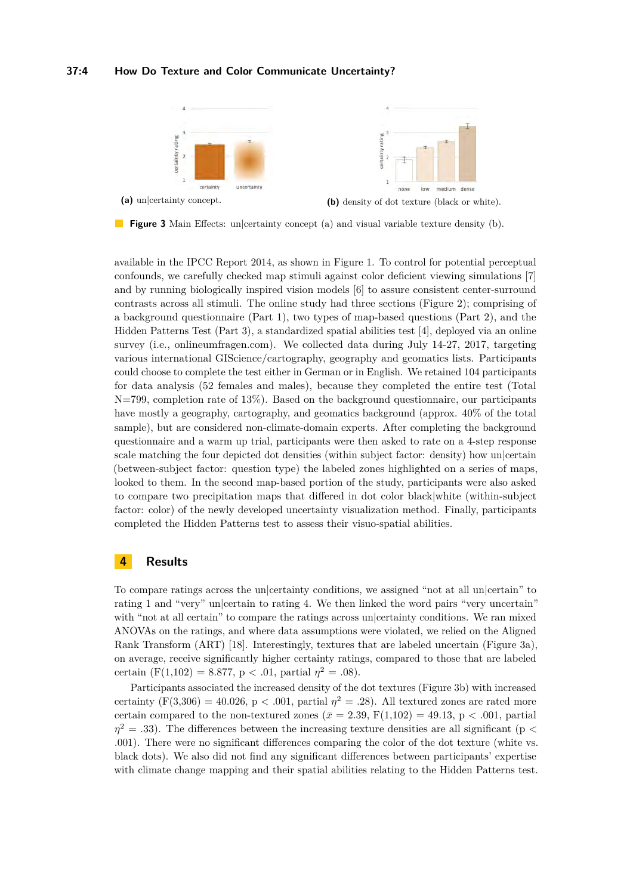(a) un|certainty concept.

(b) density of dot texture (black or white).

**Figure 3** Main Effects: un|certainty concept (a) and visual variable texture density (b).

available in the IPCC Report 2014, as shown in Figure 1. To control for potential perceptual confounds, we carefully checked map stimuli against color deficient viewing simulations [7] and by running biologically inspired vision models [6] to assure consistent center-surround contrasts across all stimuli. The online study had three sections (Figure 2); comprising of a background questionnaire (Part 1), two types of map-based questions (Part 2), and the Hidden Patterns Test (Part 3), a standardized spatial abilities test [4], deployed via an online survey (i.e., onlineumfragen.com). We collected data during July 14-27, 2017, targeting various international GIScience/cartography, geography and geomatics lists. Participants could choose to complete the test either in German or in English. We retained 104 participants for data analysis (52 females and males), because they completed the entire test (Total N=799, completion rate of 13%). Based on the background questionnaire, our participants have mostly a geography, cartography, and geomatics background (approx. 40% of the total sample), but are considered non-climate-domain experts. After completing the background questionnaire and a warm up trial, participants were then asked to rate on a 4-step response scale matching the four depicted dot densities (within subject factor: density) how un|certain (between-subject factor: question type) the labeled zones highlighted on a series of maps, looked to them. In the second map-based portion of the study, participants were also asked to compare two precipitation maps that differed in dot color black|white (within-subject factor: color) of the newly developed uncertainty visualization method. Finally, participants completed the Hidden Patterns test to assess their visuo-spatial abilities.

## 4 Results

To compare ratings across the un|certainty conditions, we assigned "not at all un|certain" to rating 1 and "very" un|certain to rating 4. We then linked the word pairs "very uncertain" with "not at all certain" to compare the ratings across un|certainty conditions. We ran mixed ANOVAs on the ratings, and where data assumptions were violated, we relied on the Aligned Rank Transform (ART) [18]. Interestingly, textures that are labeled uncertain (Figure 3a), on average, receive significantly higher certainty ratings, compared to those that are labeled certain ($F(1,102) = 8.877$, $p < .01$, partial $\eta^2 = .08$).

Participants associated the increased density of the dot textures (Figure 3b) with increased certainty ($F(3,306) = 40.026$, $p < .001$, partial $\eta^2 = .28$). All textured zones are rated more certain compared to the non-textured zones ($\bar{x} = 2.39$, $F(1,102) = 49.13$, $p < .001$, partial $\eta^2 = .33$). The differences between the increasing texture densities are all significant ($p < .001$). There were no significant differences comparing the color of the dot texture (white vs. black dots). We also did not find any significant differences between participants' expertise with climate change mapping and their spatial abilities relating to the Hidden Patterns test.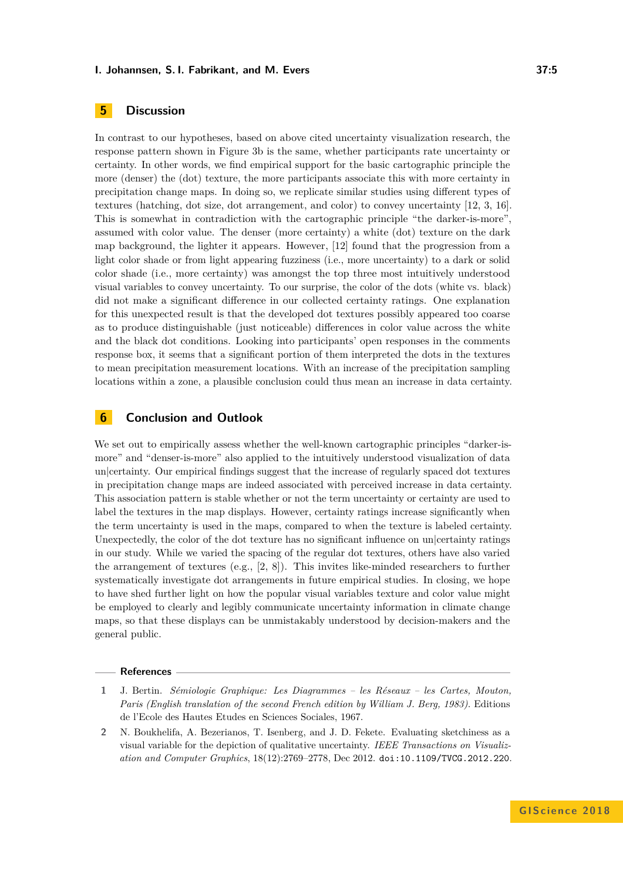## 5 Discussion

In contrast to our hypotheses, based on above cited uncertainty visualization research, the response pattern shown in Figure 3b is the same, whether participants rate uncertainty or certainty. In other words, we find empirical support for the basic cartographic principle the more (denser) the (dot) texture, the more participants associate this with more certainty in precipitation change maps. In doing so, we replicate similar studies using different types of textures (hatching, dot size, dot arrangement, and color) to convey uncertainty [12, 3, 16]. This is somewhat in contradiction with the cartographic principle "the darker-is-more", assumed with color value. The denser (more certainty) a white (dot) texture on the dark map background, the lighter it appears. However, [12] found that the progression from a light color shade or from light appearing fuzziness (i.e., more uncertainty) to a dark or solid color shade (i.e., more certainty) was amongst the top three most intuitively understood visual variables to convey uncertainty. To our surprise, the color of the dots (white vs. black) did not make a significant difference in our collected certainty ratings. One explanation for this unexpected result is that the developed dot textures possibly appeared too coarse as to produce distinguishable (just noticeable) differences in color value across the white and the black dot conditions. Looking into participants' open responses in the comments response box, it seems that a significant portion of them interpreted the dots in the textures to mean precipitation measurement locations. With an increase of the precipitation sampling locations within a zone, a plausible conclusion could thus mean an increase in data certainty.

## 6 Conclusion and Outlook

We set out to empirically assess whether the well-known cartographic principles "darker-is-more" and "denser-is-more" also applied to the intuitively understood visualization of data un|certainty. Our empirical findings suggest that the increase of regularly spaced dot textures in precipitation change maps are indeed associated with perceived increase in data certainty. This association pattern is stable whether or not the term uncertainty or certainty are used to label the textures in the map displays. However, certainty ratings increase significantly when the term uncertainty is used in the maps, compared to when the texture is labeled certainty. Unexpectedly, the color of the dot texture has no significant influence on un|certainty ratings in our study. While we varied the spacing of the regular dot textures, others have also varied the arrangement of textures (e.g., [2, 8]). This invites like-minded researchers to further systematically investigate dot arrangements in future empirical studies. In closing, we hope to have shed further light on how the popular visual variables texture and color value might be employed to clearly and legibly communicate uncertainty information in climate change maps, so that these displays can be unmistakably understood by decision-makers and the general public.

## References

1. J. Bertin. *Sémiologie Graphique: Les Diagrammes – les Réseaux – les Cartes, Mouton, Paris (English translation of the second French edition by William J. Berg, 1983)*. Editions de l'Ecole des Hautes Etudes en Sciences Sociales, 1967.
2. N. Boukhelifa, A. Bezerianos, T. Isenberg, and J. D. Fekete. Evaluating sketchiness as a visual variable for the depiction of qualitative uncertainty. *IEEE Transactions on Visualization and Computer Graphics*, 18(12):2769–2778, Dec 2012. doi:10.1109/TVCG.2012.220.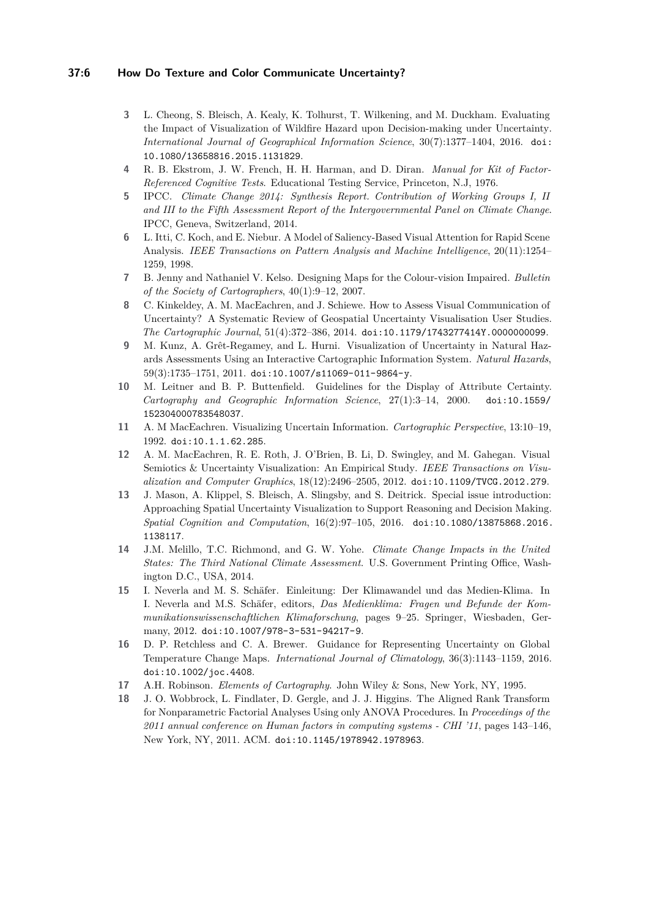3. L. Cheong, S. Bleisch, A. Kealy, K. Tolhurst, T. Wilkening, and M. Duckham. Evaluating the Impact of Visualization of Wildfire Hazard upon Decision-making under Uncertainty. *International Journal of Geographical Information Science*, 30(7):1377–1404, 2016. doi:10.1080/13658816.2015.1131829.
4. R. B. Ekstrom, J. W. French, H. H. Harman, and D. Diran. *Manual for Kit of Factor-Referenced Cognitive Tests*. Educational Testing Service, Princeton, N.J, 1976.
5. IPCC. *Climate Change 2014: Synthesis Report. Contribution of Working Groups I, II and III to the Fifth Assessment Report of the Intergovernmental Panel on Climate Change*. IPCC, Geneva, Switzerland, 2014.
6. L. Itti, C. Koch, and E. Niebur. A Model of Saliency-Based Visual Attention for Rapid Scene Analysis. *IEEE Transactions on Pattern Analysis and Machine Intelligence*, 20(11):1254–1259, 1998.
7. B. Jenny and Nathaniel V. Kelso. Designing Maps for the Colour-vision Impaired. *Bulletin of the Society of Cartographers*, 40(1):9–12, 2007.
8. C. Kinkeldey, A. M. MacEachren, and J. Schiewe. How to Assess Visual Communication of Uncertainty? A Systematic Review of Geospatial Uncertainty Visualisation User Studies. *The Cartographic Journal*, 51(4):372–386, 2014. doi:10.1179/1743277414Y.0000000099.
9. M. Kunz, A. Grêt-Regamey, and L. Hurni. Visualization of Uncertainty in Natural Hazards Assessments Using an Interactive Cartographic Information System. *Natural Hazards*, 59(3):1735–1751, 2011. doi:10.1007/s11069-011-9864-y.
10. M. Leitner and B. P. Buttenfield. Guidelines for the Display of Attribute Certainty. *Cartography and Geographic Information Science*, 27(1):3–14, 2000. doi:10.1559/152304000783548037.
11. A. M MacEachren. Visualizing Uncertain Information. *Cartographic Perspective*, 13:10–19, 1992. doi:10.1.1.62.285.
12. A. M. MacEachren, R. E. Roth, J. O'Brien, B. Li, D. Swingley, and M. Gahegan. Visual Semiotics & Uncertainty Visualization: An Empirical Study. *IEEE Transactions on Visualization and Computer Graphics*, 18(12):2496–2505, 2012. doi:10.1109/TVCG.2012.279.
13. J. Mason, A. Klippel, S. Bleisch, A. Slingsby, and S. Deitrick. Special issue introduction: Approaching Spatial Uncertainty Visualization to Support Reasoning and Decision Making. *Spatial Cognition and Computation*, 16(2):97–105, 2016. doi:10.1080/13875868.2016.1138117.
14. J.M. Melillo, T.C. Richmond, and G. W. Yohe. *Climate Change Impacts in the United States: The Third National Climate Assessment*. U.S. Government Printing Office, Washington D.C., USA, 2014.
15. I. Neverla and M. S. Schäfer. Einleitung: Der Klimawandel und das Medien-Klima. In I. Neverla and M.S. Schäfer, editors, *Das Medienklima: Fragen und Befunde der Kommunikationswissenschaftlichen Klimaforschung*, pages 9–25. Springer, Wiesbaden, Germany, 2012. doi:10.1007/978-3-531-94217-9.
16. D. P. Retchless and C. A. Brewer. Guidance for Representing Uncertainty on Global Temperature Change Maps. *International Journal of Climatology*, 36(3):1143–1159, 2016. doi:10.1002/joc.4408.
17. A.H. Robinson. *Elements of Cartography.* John Wiley & Sons, New York, NY, 1995.
18. J. O. Wobbrock, L. Findlater, D. Gergle, and J. J. Higgins. The Aligned Rank Transform for Nonparametric Factorial Analyses Using only ANOVA Procedures. In *Proceedings of the 2011 annual conference on Human factors in computing systems - CHI '11*, pages 143–146, New York, NY, 2011. ACM. doi:10.1145/1978942.1978963.